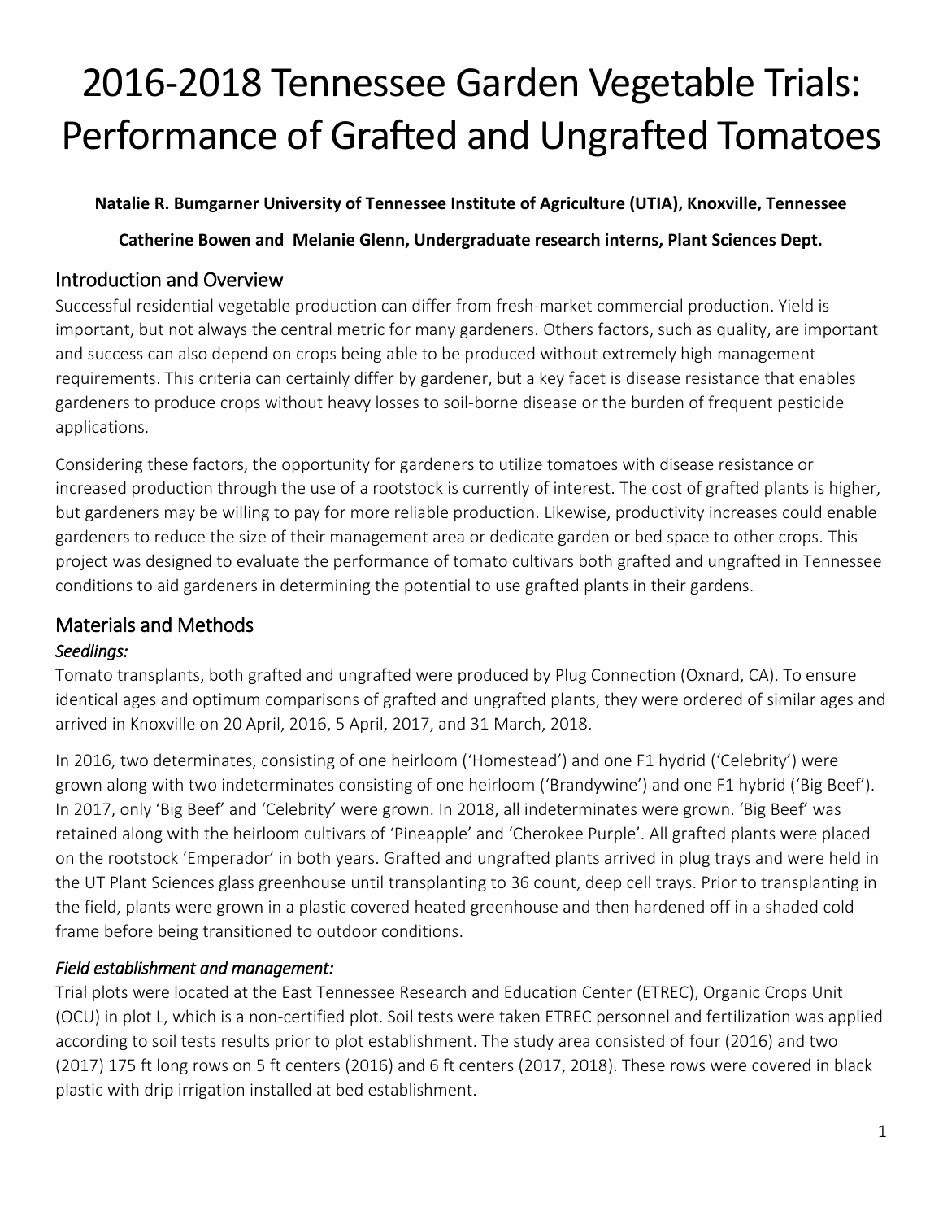# 2016-2018 Tennessee Garden Vegetable Trials: Performance of Grafted and Ungrafted Tomatoes

**Natalie R. Bumgarner University of Tennessee Institute of Agriculture (UTIA), Knoxville, Tennessee**

**Catherine Bowen and Melanie Glenn, Undergraduate research interns, Plant Sciences Dept.**

## Introduction and Overview

Successful residential vegetable production can differ from fresh-market commercial production. Yield is important, but not always the central metric for many gardeners. Others factors, such as quality, are important and success can also depend on crops being able to be produced without extremely high management requirements. This criteria can certainly differ by gardener, but a key facet is disease resistance that enables gardeners to produce crops without heavy losses to soil-borne disease or the burden of frequent pesticide applications.

Considering these factors, the opportunity for gardeners to utilize tomatoes with disease resistance or increased production through the use of a rootstock is currently of interest. The cost of grafted plants is higher, but gardeners may be willing to pay for more reliable production. Likewise, productivity increases could enable gardeners to reduce the size of their management area or dedicate garden or bed space to other crops. This project was designed to evaluate the performance of tomato cultivars both grafted and ungrafted in Tennessee conditions to aid gardeners in determining the potential to use grafted plants in their gardens.

## Materials and Methods

### *Seedlings:*

Tomato transplants, both grafted and ungrafted were produced by Plug Connection (Oxnard, CA). To ensure identical ages and optimum comparisons of grafted and ungrafted plants, they were ordered of similar ages and arrived in Knoxville on 20 April, 2016, 5 April, 2017, and 31 March, 2018.

In 2016, two determinates, consisting of one heirloom ('Homestead') and one F1 hydrid ('Celebrity') were grown along with two indeterminates consisting of one heirloom ('Brandywine') and one F1 hybrid ('Big Beef'). In 2017, only 'Big Beef' and 'Celebrity' were grown. In 2018, all indeterminates were grown. 'Big Beef' was retained along with the heirloom cultivars of 'Pineapple' and 'Cherokee Purple'. All grafted plants were placed on the rootstock 'Emperador' in both years. Grafted and ungrafted plants arrived in plug trays and were held in the UT Plant Sciences glass greenhouse until transplanting to 36 count, deep cell trays. Prior to transplanting in the field, plants were grown in a plastic covered heated greenhouse and then hardened off in a shaded cold frame before being transitioned to outdoor conditions.

### *Field establishment and management:*

Trial plots were located at the East Tennessee Research and Education Center (ETREC), Organic Crops Unit (OCU) in plot L, which is a non-certified plot. Soil tests were taken ETREC personnel and fertilization was applied according to soil tests results prior to plot establishment. The study area consisted of four (2016) and two (2017) 175 ft long rows on 5 ft centers (2016) and 6 ft centers (2017, 2018). These rows were covered in black plastic with drip irrigation installed at bed establishment.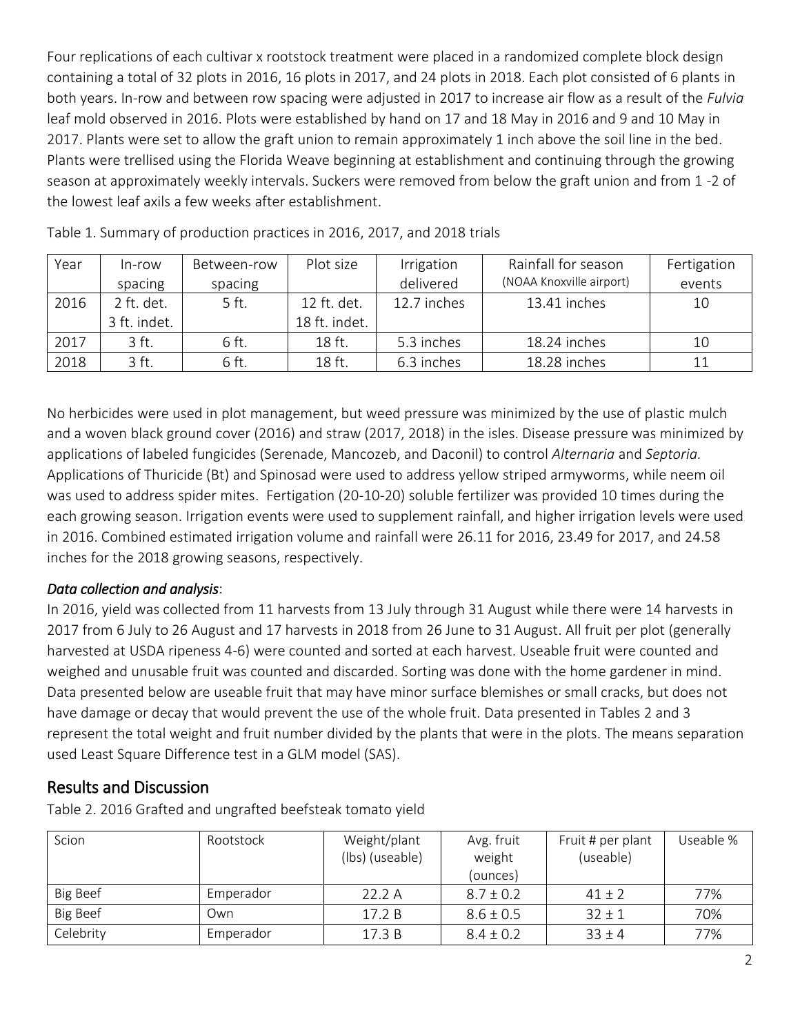Four replications of each cultivar x rootstock treatment were placed in a randomized complete block design containing a total of 32 plots in 2016, 16 plots in 2017, and 24 plots in 2018. Each plot consisted of 6 plants in both years. In-row and between row spacing were adjusted in 2017 to increase air flow as a result of the *Fulvia* leaf mold observed in 2016. Plots were established by hand on 17 and 18 May in 2016 and 9 and 10 May in 2017. Plants were set to allow the graft union to remain approximately 1 inch above the soil line in the bed. Plants were trellised using the Florida Weave beginning at establishment and continuing through the growing season at approximately weekly intervals. Suckers were removed from below the graft union and from 1 -2 of the lowest leaf axils a few weeks after establishment.

Table 1. Summary of production practices in 2016, 2017, and 2018 trials

| Year | In-row spacing | Between-row spacing | Plot size | Irrigation delivered | Rainfall for season (NOAA Knoxville airport) | Fertigation events |
|---|---|---|---|---|---|---|
| 2016 | 2 ft. det. 3 ft. indet. | 5 ft. | 12 ft. det. 18 ft. indet. | 12.7 inches | 13.41 inches | 10 |
| 2017 | 3 ft. | 6 ft. | 18 ft. | 5.3 inches | 18.24 inches | 10 |
| 2018 | 3 ft. | 6 ft. | 18 ft. | 6.3 inches | 18.28 inches | 11 |

No herbicides were used in plot management, but weed pressure was minimized by the use of plastic mulch and a woven black ground cover (2016) and straw (2017, 2018) in the isles. Disease pressure was minimized by applications of labeled fungicides (Serenade, Mancozeb, and Daconil) to control *Alternaria* and *Septoria.* Applications of Thuricide (Bt) and Spinosad were used to address yellow striped armyworms, while neem oil was used to address spider mites. Fertigation (20-10-20) soluble fertilizer was provided 10 times during the each growing season. Irrigation events were used to supplement rainfall, and higher irrigation levels were used in 2016. Combined estimated irrigation volume and rainfall were 26.11 for 2016, 23.49 for 2017, and 24.58 inches for the 2018 growing seasons, respectively.

### *Data collection and analysis*:

In 2016, yield was collected from 11 harvests from 13 July through 31 August while there were 14 harvests in 2017 from 6 July to 26 August and 17 harvests in 2018 from 26 June to 31 August. All fruit per plot (generally harvested at USDA ripeness 4-6) were counted and sorted at each harvest. Useable fruit were counted and weighed and unusable fruit was counted and discarded. Sorting was done with the home gardener in mind. Data presented below are useable fruit that may have minor surface blemishes or small cracks, but does not have damage or decay that would prevent the use of the whole fruit. Data presented in Tables 2 and 3 represent the total weight and fruit number divided by the plants that were in the plots. The means separation used Least Square Difference test in a GLM model (SAS).

## Results and Discussion

Table 2. 2016 Grafted and ungrafted beefsteak tomato yield

| Scion | Rootstock | Weight/plant (lbs) (useable) | Avg. fruit weight (ounces) | Fruit # per plant (useable) | Useable % |
|---|---|---|---|---|---|
| Big Beef | Emperador | 22.2 A | $8.7 \pm 0.2$ | $41 \pm 2$ | 77% |
| Big Beef | Own | 17.2 B | $8.6 \pm 0.5$ | $32 \pm 1$ | 70% |
| Celebrity | Emperador | 17.3 B | $8.4 \pm 0.2$ | $33 \pm 4$ | 77% |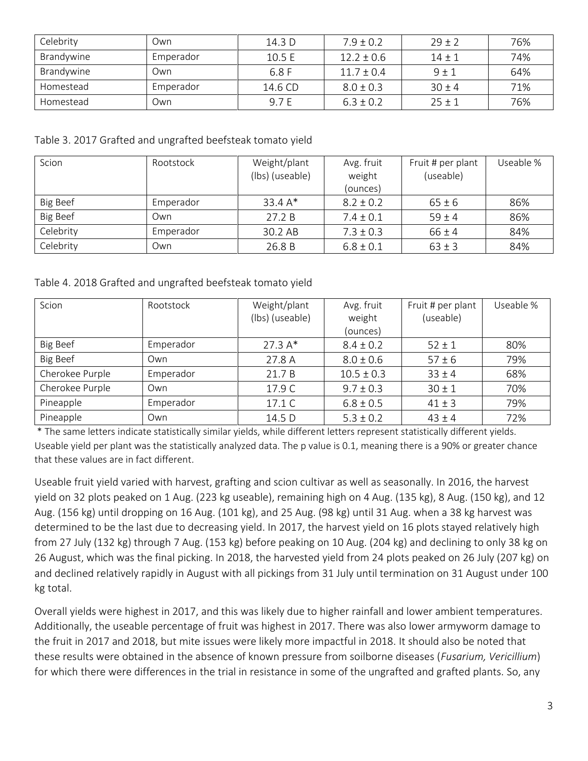| Celebrity | Own | 14.3 D | 7.9 ± 0.2 | 29 ± 2 | 76% |
|---|---|---|---|---|---|
| Brandywine | Emperador | 10.5 E | 12.2 ± 0.6 | 14 ± 1 | 74% |
| Brandywine | Own | 6.8 F | 11.7 ± 0.4 | 9 ± 1 | 64% |
| Homestead | Emperador | 14.6 CD | 8.0 ± 0.3 | 30 ± 4 | 71% |
| Homestead | Own | 9.7 E | 6.3 ± 0.2 | 25 ± 1 | 76% |

Table 3. 2017 Grafted and ungrafted beefsteak tomato yield

| Scion | Rootstock | Weight/plant (lbs) (useable) | Avg. fruit weight (ounces) | Fruit # per plant (useable) | Useable % |
|---|---|---|---|---|---|
| Big Beef | Emperador | 33.4 A* | 8.2 ± 0.2 | 65 ± 6 | 86% |
| Big Beef | Own | 27.2 B | 7.4 ± 0.1 | 59 ± 4 | 86% |
| Celebrity | Emperador | 30.2 AB | 7.3 ± 0.3 | 66 ± 4 | 84% |
| Celebrity | Own | 26.8 B | 6.8 ± 0.1 | 63 ± 3 | 84% |

Table 4. 2018 Grafted and ungrafted beefsteak tomato yield

| Scion | Rootstock | Weight/plant (lbs) (useable) | Avg. fruit weight (ounces) | Fruit # per plant (useable) | Useable % |
|---|---|---|---|---|---|
| Big Beef | Emperador | 27.3 A* | 8.4 ± 0.2 | 52 ± 1 | 80% |
| Big Beef | Own | 27.8 A | 8.0 ± 0.6 | 57 ± 6 | 79% |
| Cherokee Purple | Emperador | 21.7 B | 10.5 ± 0.3 | 33 ± 4 | 68% |
| Cherokee Purple | Own | 17.9 C | 9.7 ± 0.3 | 30 ± 1 | 70% |
| Pineapple | Emperador | 17.1 C | 6.8 ± 0.5 | 41 ± 3 | 79% |
| Pineapple | Own | 14.5 D | 5.3 ± 0.2 | 43 ± 4 | 72% |

\* The same letters indicate statistically similar yields, while different letters represent statistically different yields. Useable yield per plant was the statistically analyzed data. The p value is 0.1, meaning there is a 90% or greater chance that these values are in fact different.

Useable fruit yield varied with harvest, grafting and scion cultivar as well as seasonally. In 2016, the harvest yield on 32 plots peaked on 1 Aug. (223 kg useable), remaining high on 4 Aug. (135 kg), 8 Aug. (150 kg), and 12 Aug. (156 kg) until dropping on 16 Aug. (101 kg), and 25 Aug. (98 kg) until 31 Aug. when a 38 kg harvest was determined to be the last due to decreasing yield. In 2017, the harvest yield on 16 plots stayed relatively high from 27 July (132 kg) through 7 Aug. (153 kg) before peaking on 10 Aug. (204 kg) and declining to only 38 kg on 26 August, which was the final picking. In 2018, the harvested yield from 24 plots peaked on 26 July (207 kg) on and declined relatively rapidly in August with all pickings from 31 July until termination on 31 August under 100 kg total.

Overall yields were highest in 2017, and this was likely due to higher rainfall and lower ambient temperatures. Additionally, the useable percentage of fruit was highest in 2017. There was also lower armyworm damage to the fruit in 2017 and 2018, but mite issues were likely more impactful in 2018. It should also be noted that these results were obtained in the absence of known pressure from soilborne diseases (*Fusarium, Vericillium*) for which there were differences in the trial in resistance in some of the ungrafted and grafted plants. So, any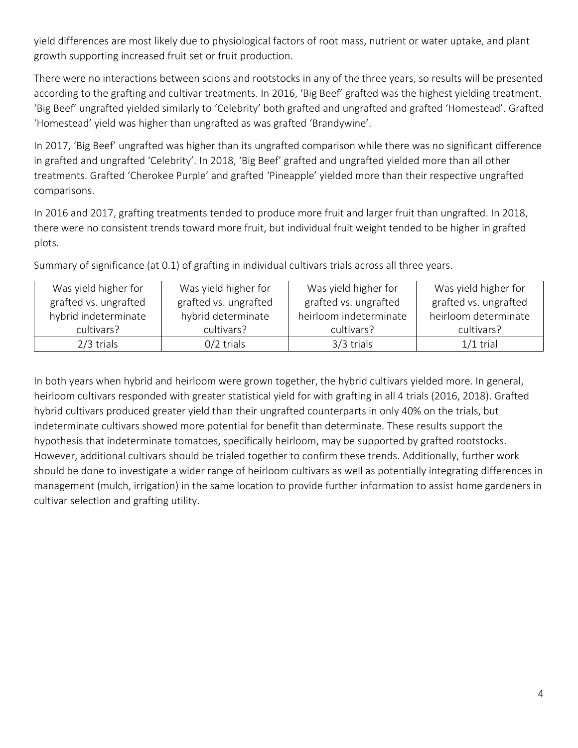yield differences are most likely due to physiological factors of root mass, nutrient or water uptake, and plant growth supporting increased fruit set or fruit production.

There were no interactions between scions and rootstocks in any of the three years, so results will be presented according to the grafting and cultivar treatments. In 2016, 'Big Beef' grafted was the highest yielding treatment. 'Big Beef' ungrafted yielded similarly to 'Celebrity' both grafted and ungrafted and grafted 'Homestead'. Grafted 'Homestead' yield was higher than ungrafted as was grafted 'Brandywine'.

In 2017, 'Big Beef' ungrafted was higher than its ungrafted comparison while there was no significant difference in grafted and ungrafted 'Celebrity'. In 2018, 'Big Beef' grafted and ungrafted yielded more than all other treatments. Grafted 'Cherokee Purple' and grafted 'Pineapple' yielded more than their respective ungrafted comparisons.

In 2016 and 2017, grafting treatments tended to produce more fruit and larger fruit than ungrafted. In 2018, there were no consistent trends toward more fruit, but individual fruit weight tended to be higher in grafted plots.

Summary of significance (at 0.1) of grafting in individual cultivars trials across all three years.

| Was yield higher for grafted vs. ungrafted hybrid indeterminate cultivars? | Was yield higher for grafted vs. ungrafted hybrid determinate cultivars? | Was yield higher for grafted vs. ungrafted heirloom indeterminate cultivars? | Was yield higher for grafted vs. ungrafted heirloom determinate cultivars? |
|---|---|---|---|
| 2/3 trials | 0/2 trials | 3/3 trials | 1/1 trial |

In both years when hybrid and heirloom were grown together, the hybrid cultivars yielded more. In general, heirloom cultivars responded with greater statistical yield for with grafting in all 4 trials (2016, 2018). Grafted hybrid cultivars produced greater yield than their ungrafted counterparts in only 40% on the trials, but indeterminate cultivars showed more potential for benefit than determinate. These results support the hypothesis that indeterminate tomatoes, specifically heirloom, may be supported by grafted rootstocks. However, additional cultivars should be trialed together to confirm these trends. Additionally, further work should be done to investigate a wider range of heirloom cultivars as well as potentially integrating differences in management (mulch, irrigation) in the same location to provide further information to assist home gardeners in cultivar selection and grafting utility.